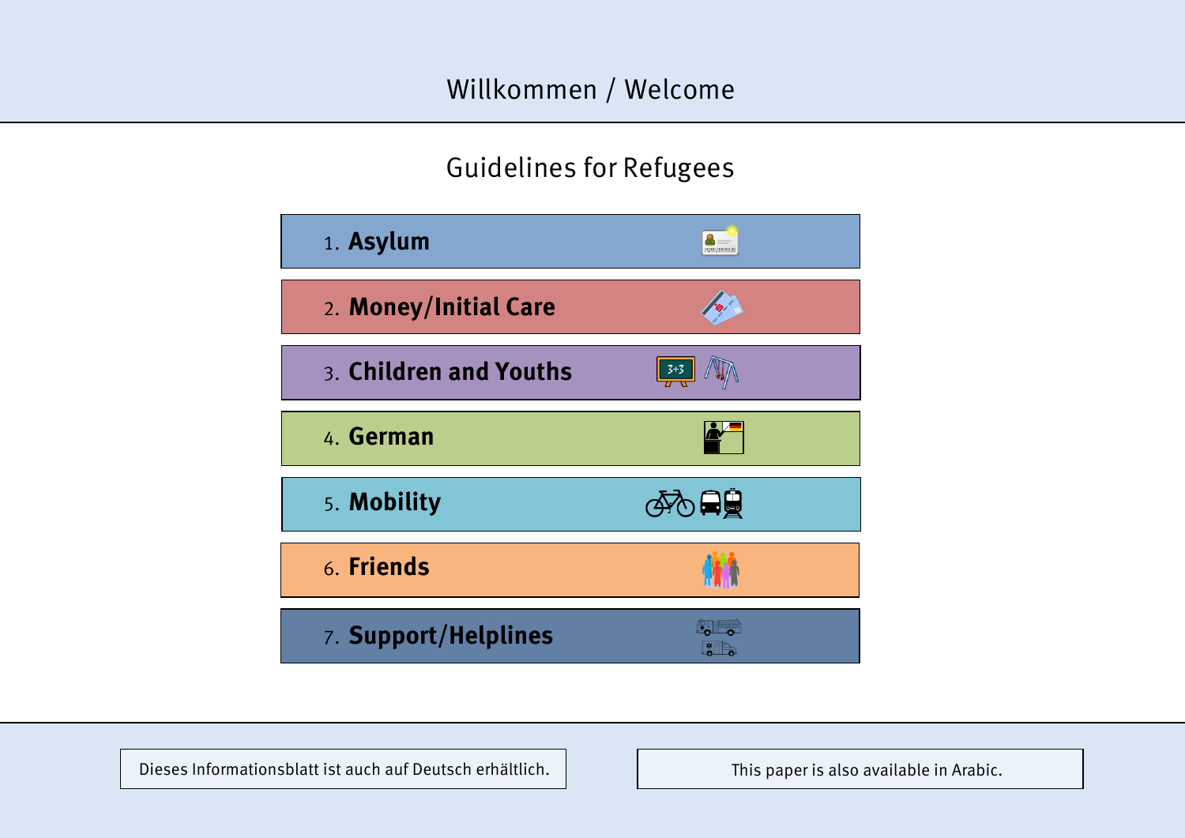# Willkommen / Welcome

## Guidelines for Refugees

1. **Asylum**
2. **Money/Initial Care**
3. **Children and Youths**
4. **German**
5. **Mobility**
6. **Friends**
7. **Support/Helplines**

Dieses Informationsblatt ist auch auf Deutsch erhältlich.

This paper is also available in Arabic.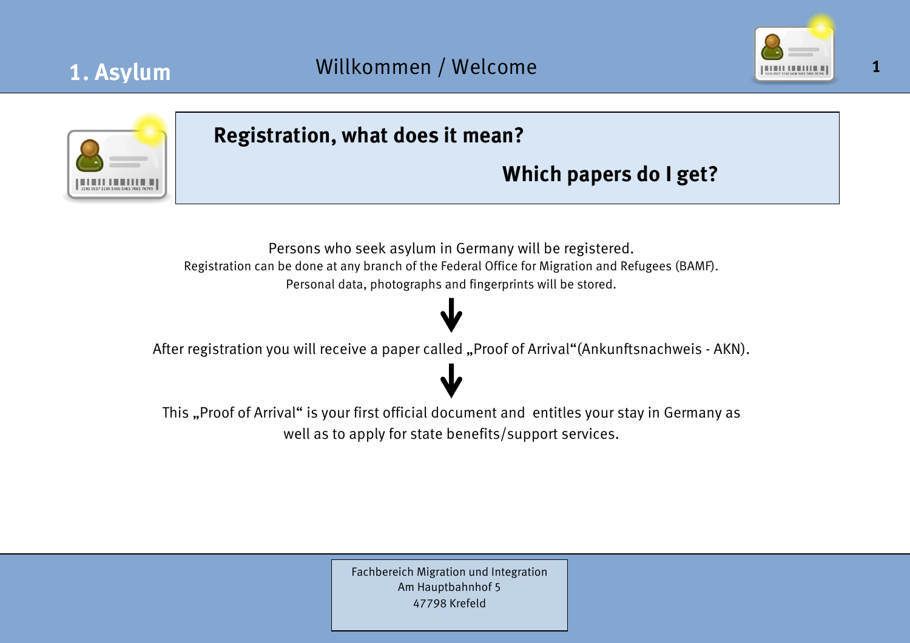# 1. Asylum

## Willkommen / Welcome

## Registration, what does it mean?

## Which papers do I get?

Persons who seek asylum in Germany will be registered.
Registration can be done at any branch of the Federal Office for Migration and Refugees (BAMF).
Personal data, photographs and fingerprints will be stored.

↓

After registration you will receive a paper called „Proof of Arrival“(Ankunftsnachweis - AKN).

↓

This „Proof of Arrival“ is your first official document and entitles your stay in Germany as well as to apply for state benefits/support services.

Fachbereich Migration und Integration
Am Hauptbahnhof 5
47798 Krefeld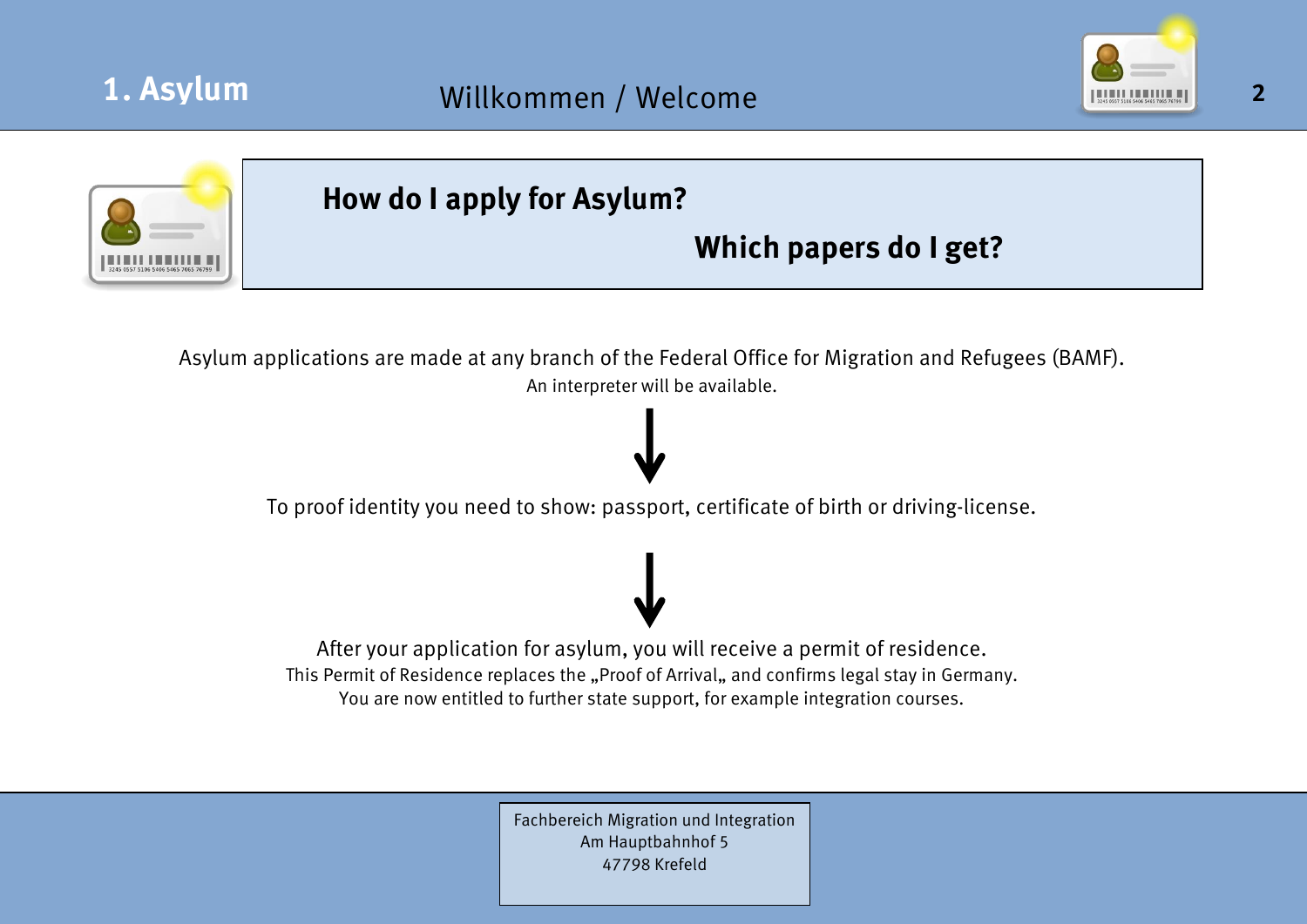# 1. Asylum

Willkommen / Welcome

## How do I apply for Asylum?

## Which papers do I get?

Asylum applications are made at any branch of the Federal Office for Migration and Refugees (BAMF).
An interpreter will be available.

↓

To proof identity you need to show: passport, certificate of birth or driving-license.

↓

After your application for asylum, you will receive a permit of residence.
This Permit of Residence replaces the „Proof of Arrival„ and confirms legal stay in Germany.
You are now entitled to further state support, for example integration courses.

Fachbereich Migration und Integration
Am Hauptbahnhof 5
47798 Krefeld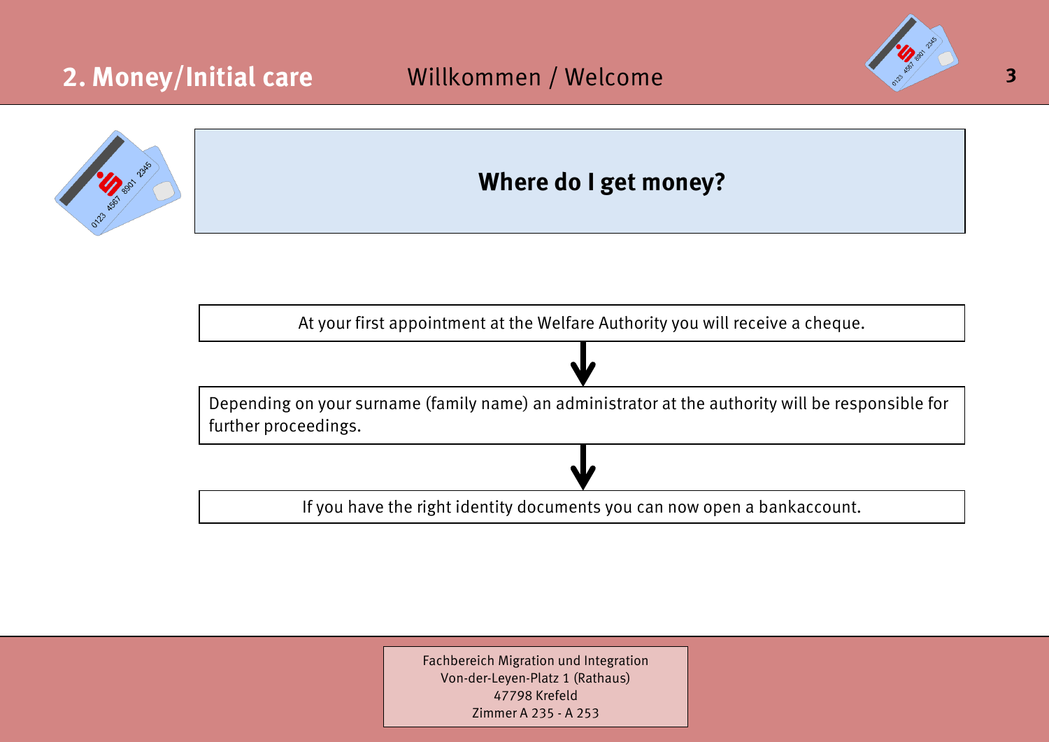## 2. Money/Initial care

Willkommen / Welcome

# Where do I get money?

At your first appointment at the Welfare Authority you will receive a cheque.

↓

Depending on your surname (family name) an administrator at the authority will be responsible for further proceedings.

↓

If you have the right identity documents you can now open a bankaccount.

Fachbereich Migration und Integration
Von-der-Leyen-Platz 1 (Rathaus)
47798 Krefeld
Zimmer A 235 - A 253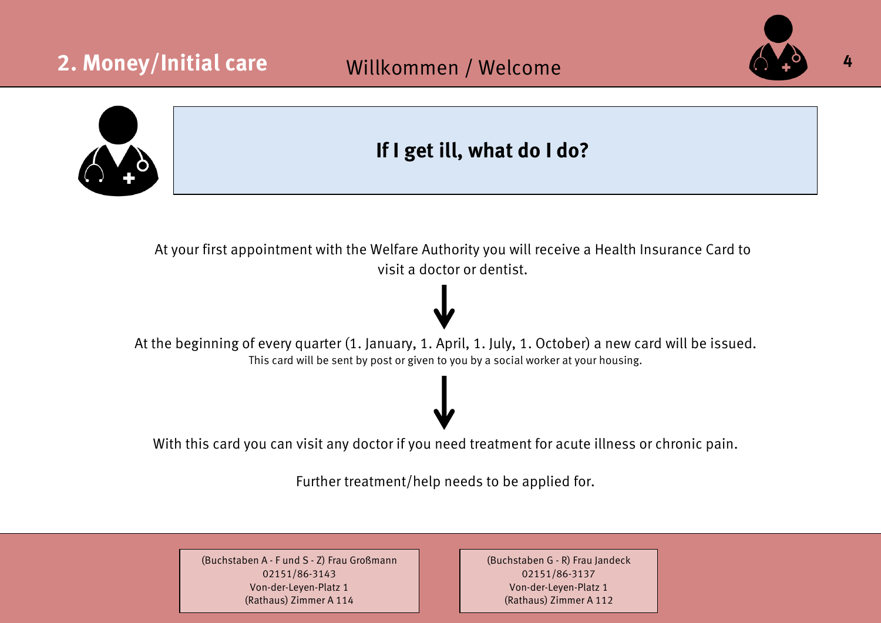## 2. Money/Initial care

Willkommen / Welcome

# If I get ill, what do I do?

At your first appointment with the Welfare Authority you will receive a Health Insurance Card to visit a doctor or dentist.

↓

At the beginning of every quarter (1. January, 1. April, 1. July, 1. October) a new card will be issued.

This card will be sent by post or given to you by a social worker at your housing.

↓

With this card you can visit any doctor if you need treatment for acute illness or chronic pain.

Further treatment/help needs to be applied for.

(Buchstaben A - F und S - Z) Frau Großmann
02151/86-3143
Von-der-Leyen-Platz 1
(Rathaus) Zimmer A 114

(Buchstaben G - R) Frau Jandeck
02151/86-3137
Von-der-Leyen-Platz 1
(Rathaus) Zimmer A 112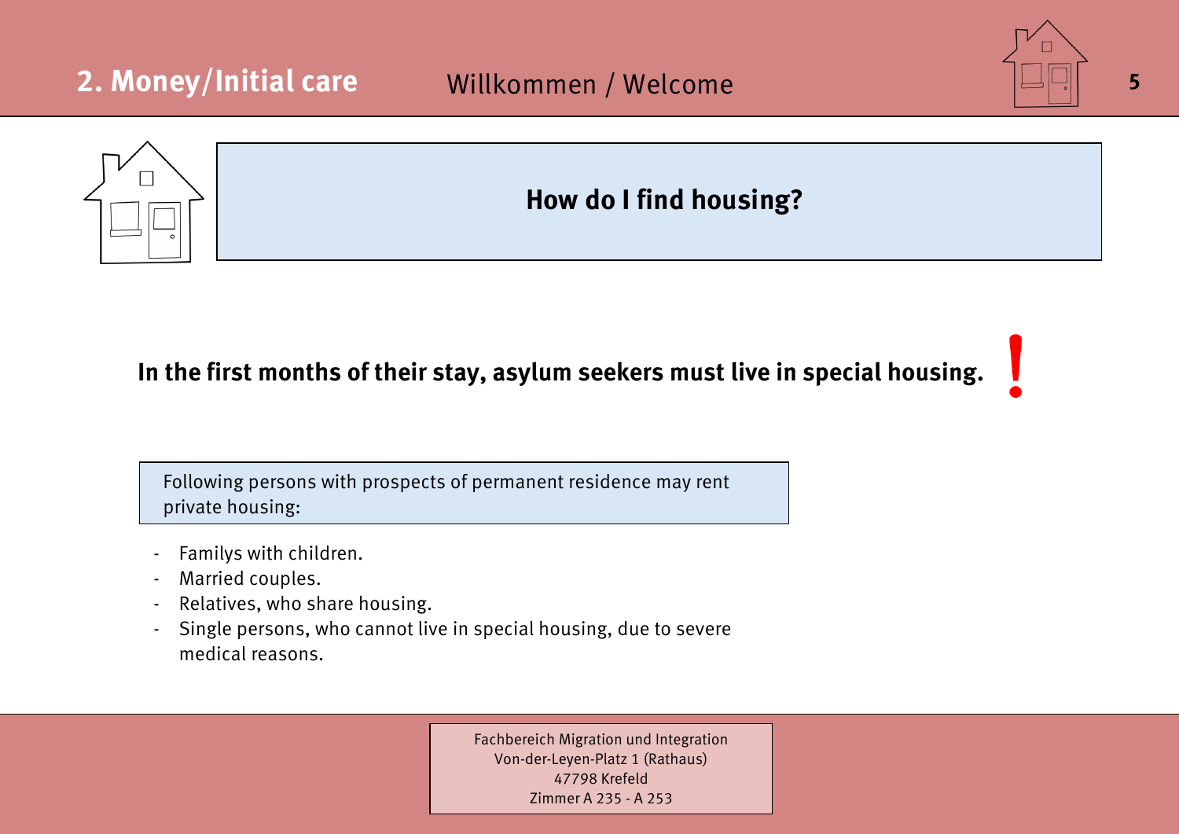# How do I find housing?

**In the first months of their stay, asylum seekers must live in special housing.** **!**

Following persons with prospects of permanent residence may rent private housing:

- Familys with children.
- Married couples.
- Relatives, who share housing.
- Single persons, who cannot live in special housing, due to severe medical reasons.

Fachbereich Migration und Integration
Von-der-Leyen-Platz 1 (Rathaus)
47798 Krefeld
Zimmer A 235 - A 253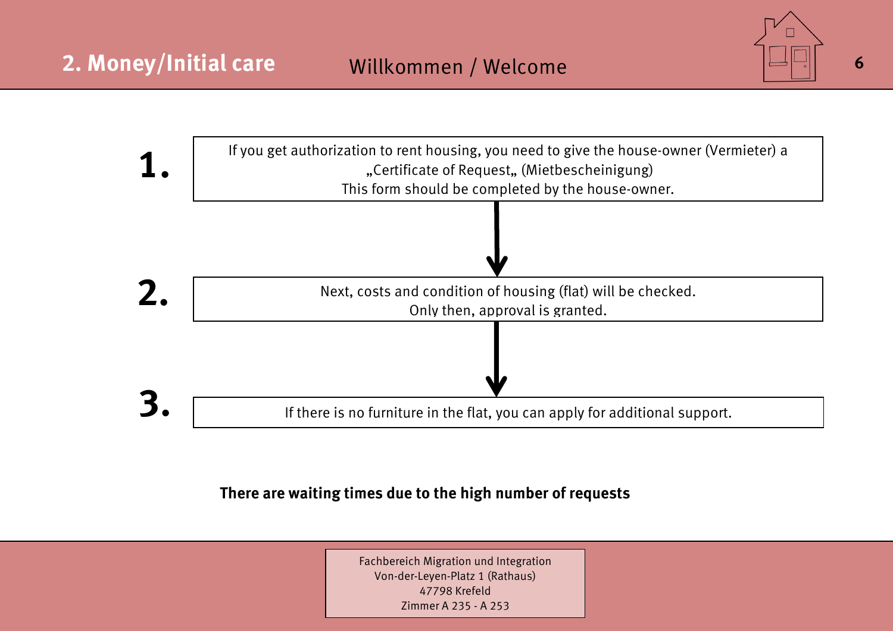## 2. Money/Initial care

Willkommen / Welcome

**1.** If you get authorization to rent housing, you need to give the house-owner (Vermieter) a „Certificate of Request„ (Mietbescheinigung)
This form should be completed by the house-owner.

↓

**2.** Next, costs and condition of housing (flat) will be checked.
Only then, approval is granted.

↓

**3.** If there is no furniture in the flat, you can apply for additional support.

**There are waiting times due to the high number of requests**

Fachbereich Migration und Integration
Von-der-Leyen-Platz 1 (Rathaus)
47798 Krefeld
Zimmer A 235 - A 253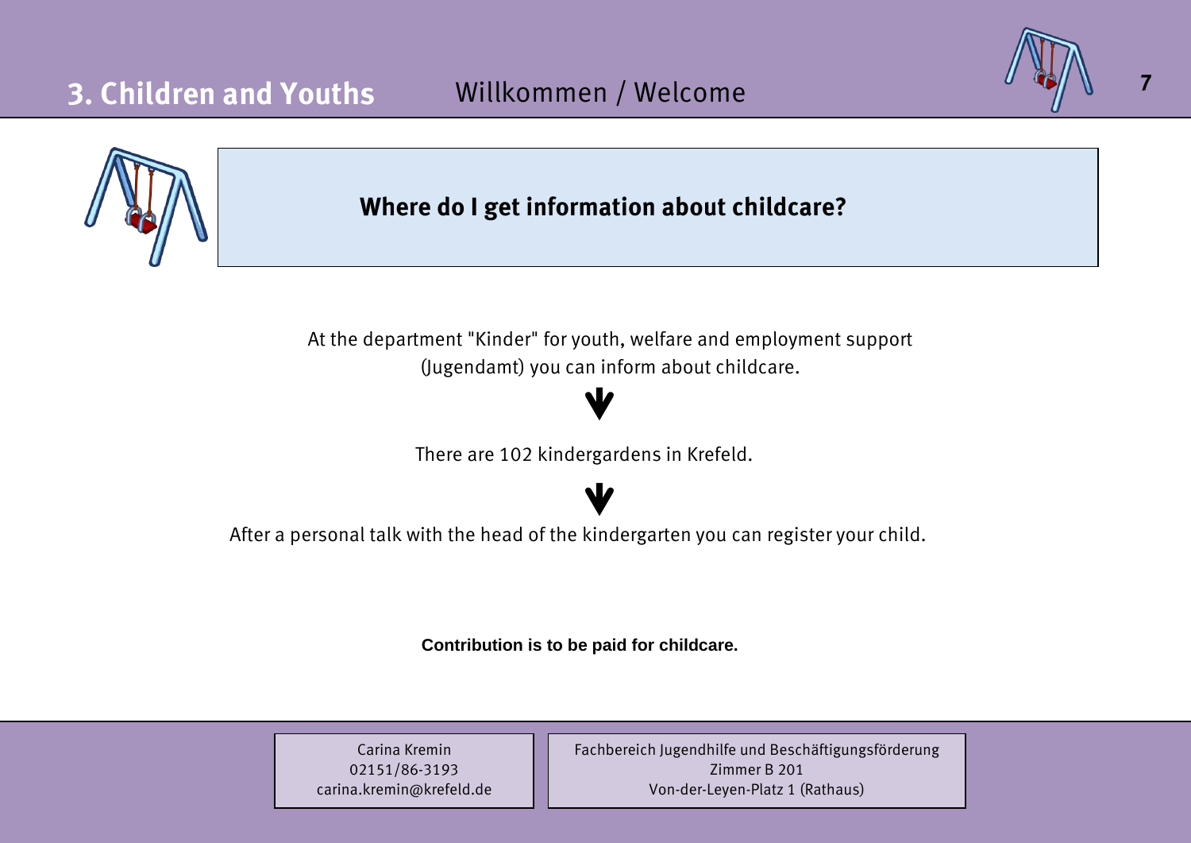# 3. Children and Youths

Willkommen / Welcome

## Where do I get information about childcare?

At the department "Kinder" for youth, welfare and employment support (Jugendamt) you can inform about childcare.

There are 102 kindergardens in Krefeld.

After a personal talk with the head of the kindergarten you can register your child.

**Contribution is to be paid for childcare.**

Carina Kremin
02151/86-3193
carina.kremin@krefeld.de

Fachbereich Jugendhilfe und Beschäftigungsförderung
Zimmer B 201
Von-der-Leyen-Platz 1 (Rathaus)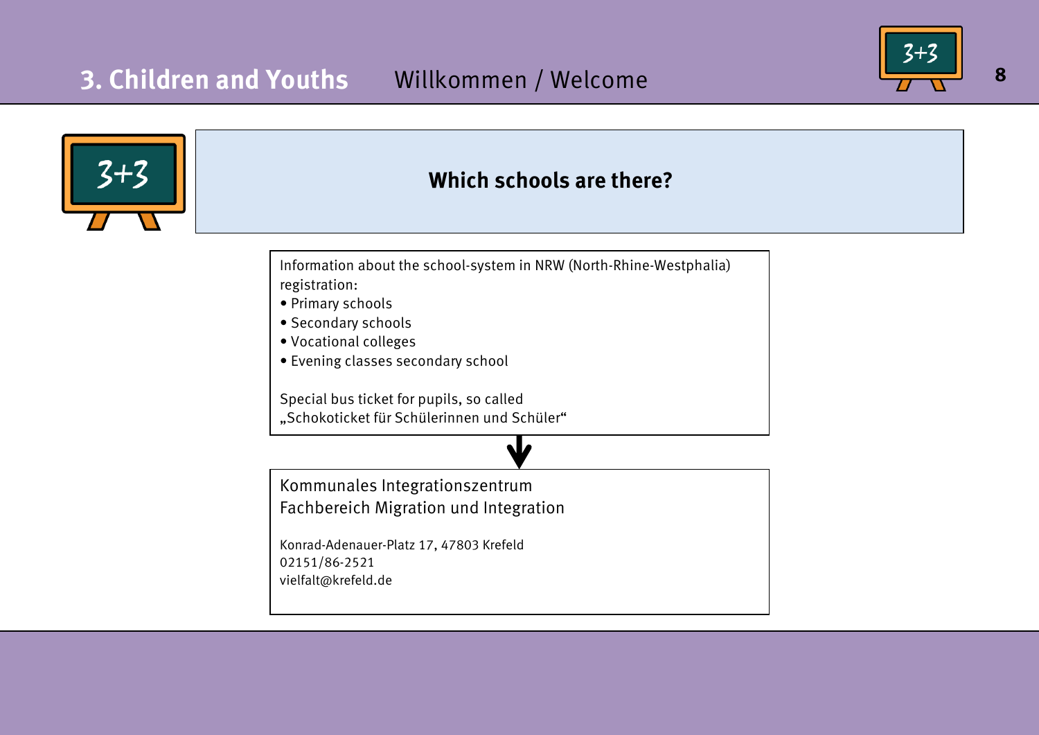## Which schools are there?

Information about the school-system in NRW (North-Rhine-Westphalia) registration:

- Primary schools
- Secondary schools
- Vocational colleges
- Evening classes secondary school

Special bus ticket for pupils, so called „Schokoticket für Schülerinnen und Schüler“

↓

Kommunales Integrationszentrum
Fachbereich Migration und Integration

Konrad-Adenauer-Platz 17, 47803 Krefeld
02151/86-2521
vielfalt@krefeld.de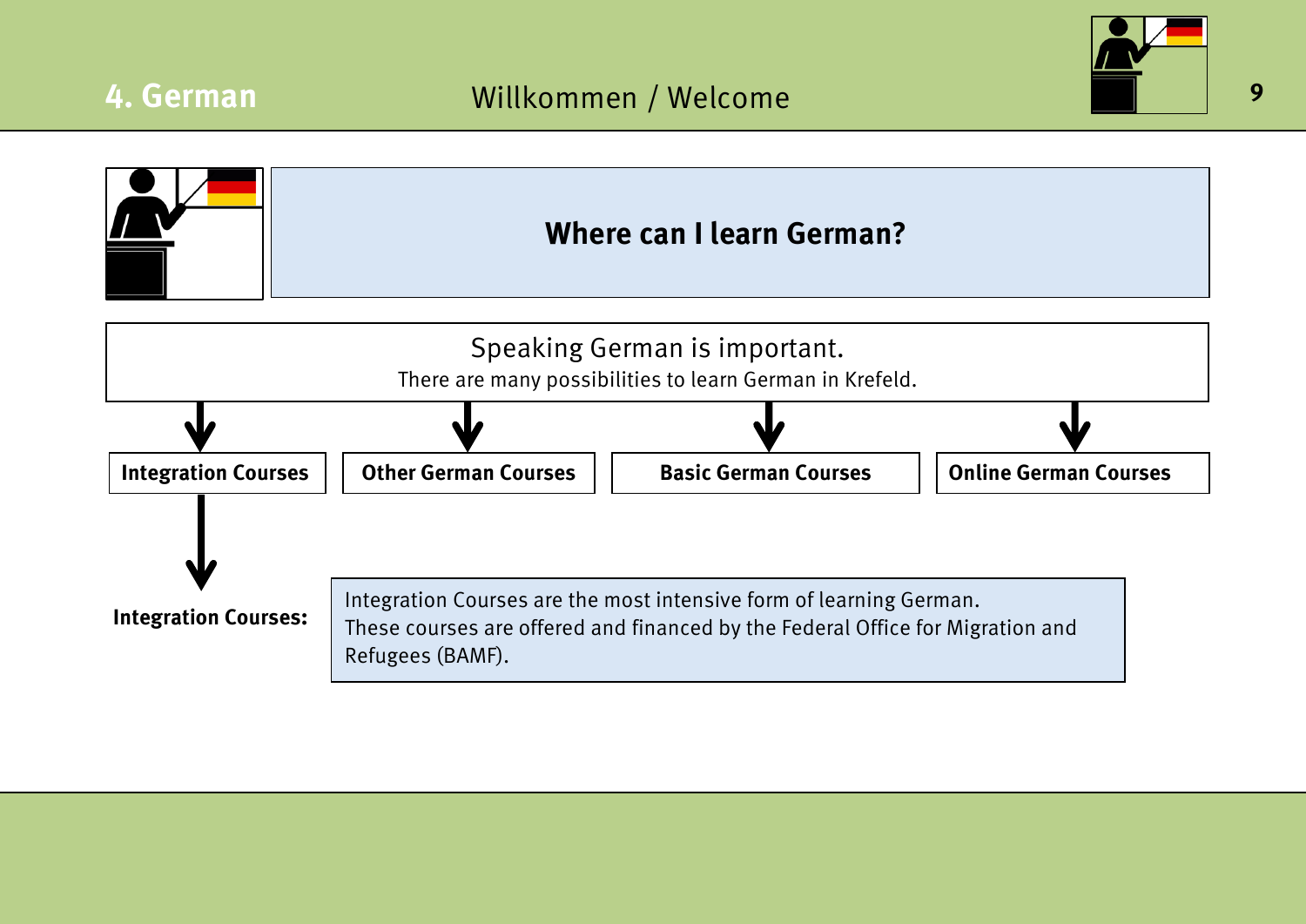# 4. German

Willkommen / Welcome

## Where can I learn German?

Speaking German is important.

There are many possibilities to learn German in Krefeld.

- **Integration Courses**
- **Other German Courses**
- **Basic German Courses**
- **Online German Courses**

**Integration Courses:**

Integration Courses are the most intensive form of learning German.
These courses are offered and financed by the Federal Office for Migration and Refugees (BAMF).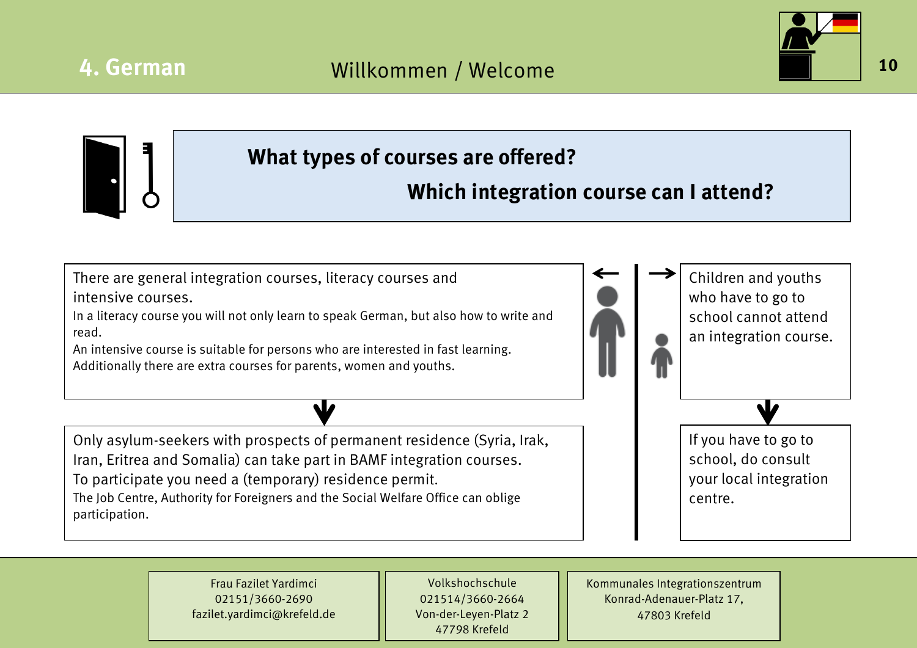## 4. German

Willkommen / Welcome

### What types of courses are offered?

### Which integration course can I attend?

There are general integration courses, literacy courses and intensive courses.

In a literacy course you will not only learn to speak German, but also how to write and read.

An intensive course is suitable for persons who are interested in fast learning.

Additionally there are extra courses for parents, women and youths.

Only asylum-seekers with prospects of permanent residence (Syria, Irak, Iran, Eritrea and Somalia) can take part in BAMF integration courses.

To participate you need a (temporary) residence permit.

The Job Centre, Authority for Foreigners and the Social Welfare Office can oblige participation.

Children and youths who have to go to school cannot attend an integration course.

If you have to go to school, do consult your local integration centre.

Frau Fazilet Yardimci
02151/3660-2690
fazilet.yardimci@krefeld.de

Volkshochschule
021514/3660-2664
Von-der-Leyen-Platz 2
47798 Krefeld

Kommunales Integrationszentrum
Konrad-Adenauer-Platz 17,
47803 Krefeld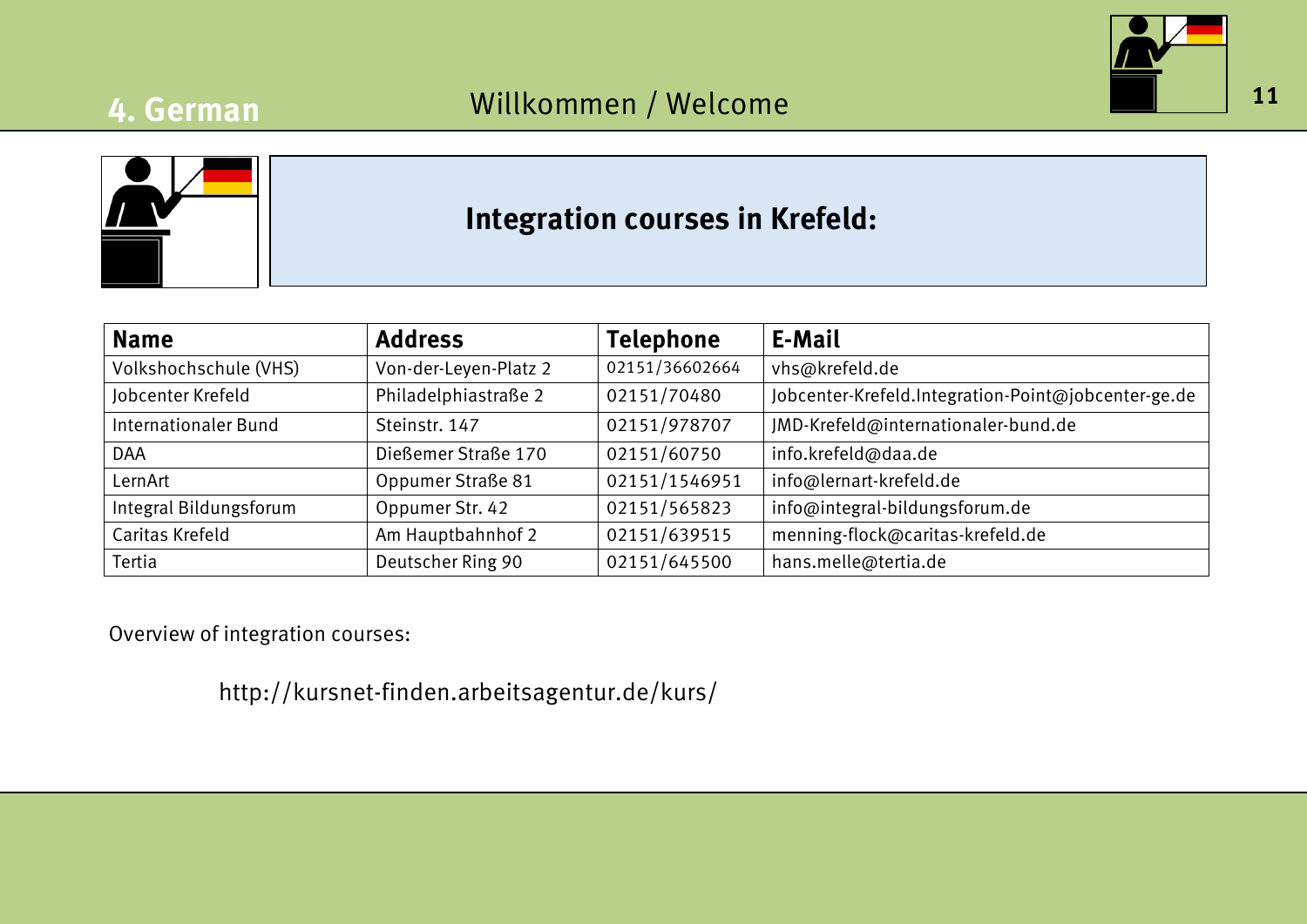## 4. German

Willkommen / Welcome

# Integration courses in Krefeld:

| Name | Address | Telephone | E-Mail |
|---|---|---|---|
| Volkshochschule (VHS) | Von-der-Leyen-Platz 2 | 02151/36602664 | vhs@krefeld.de |
| Jobcenter Krefeld | Philadelphiastraße 2 | 02151/70480 | Jobcenter-Krefeld.Integration-Point@jobcenter-ge.de |
| Internationaler Bund | Steinstr. 147 | 02151/978707 | JMD-Krefeld@internationaler-bund.de |
| DAA | Dießemer Straße 170 | 02151/60750 | info.krefeld@daa.de |
| LernArt | Oppumer Straße 81 | 02151/1546951 | info@lernart-krefeld.de |
| Integral Bildungsforum | Oppumer Str. 42 | 02151/565823 | info@integral-bildungsforum.de |
| Caritas Krefeld | Am Hauptbahnhof 2 | 02151/639515 | menning-flock@caritas-krefeld.de |
| Tertia | Deutscher Ring 90 | 02151/645500 | hans.melle@tertia.de |

Overview of integration courses:

http://kursnet-finden.arbeitsagentur.de/kurs/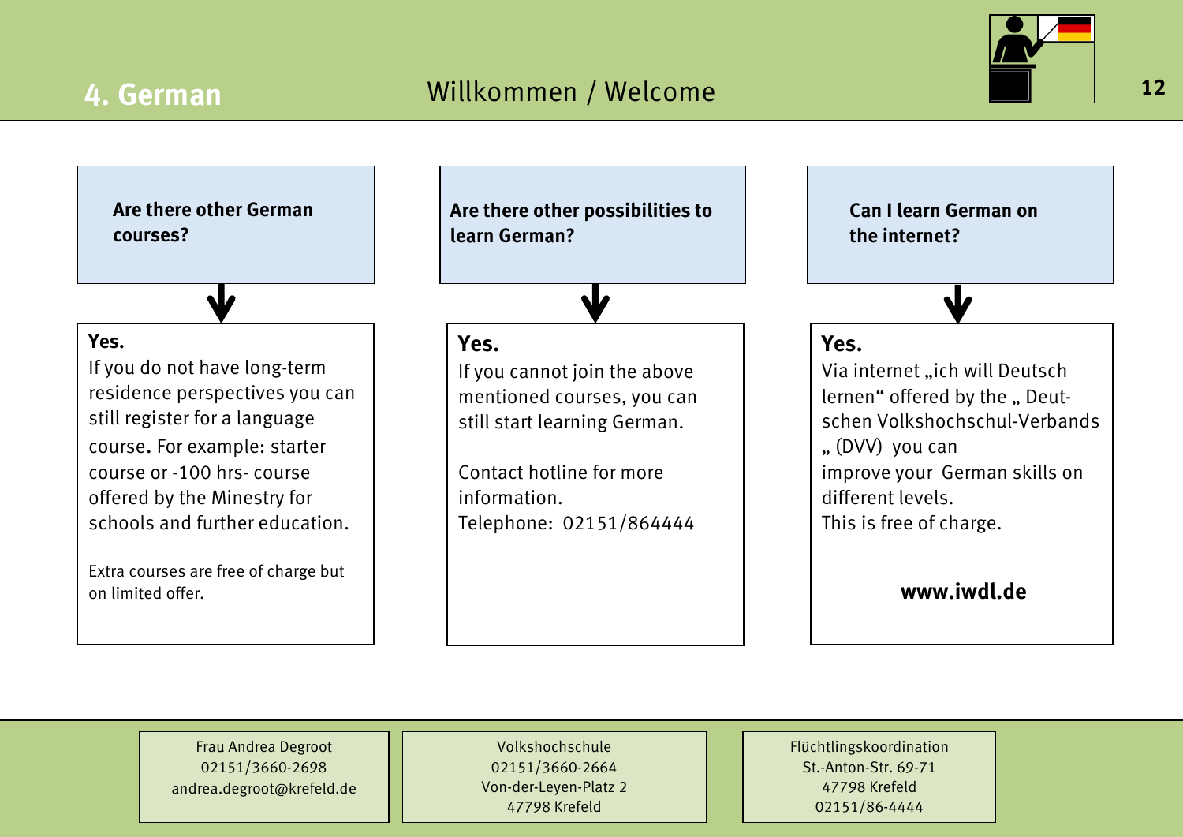## 4. German

Willkommen / Welcome

**Are there other German courses?**

**Yes.**

If you do not have long-term residence perspectives you can still register for a language course. For example: starter course or -100 hrs- course offered by the Minestry for schools and further education.

Extra courses are free of charge but on limited offer.

**Are there other possibilities to learn German?**

**Yes.**

If you cannot join the above mentioned courses, you can still start learning German.

Contact hotline for more information.
Telephone: 02151/864444

**Can I learn German on the internet?**

**Yes.**

Via internet „ich will Deutsch lernen“ offered by the „ Deutschen Volkshochschul-Verbands „ (DVV) you can improve your German skills on different levels.
This is free of charge.

**www.iwdl.de**

Frau Andrea Degroot
02151/3660-2698
andrea.degroot@krefeld.de

Volkshochschule
02151/3660-2664
Von-der-Leyen-Platz 2
47798 Krefeld

Flüchtlingskoordination
St.-Anton-Str. 69-71
47798 Krefeld
02151/86-4444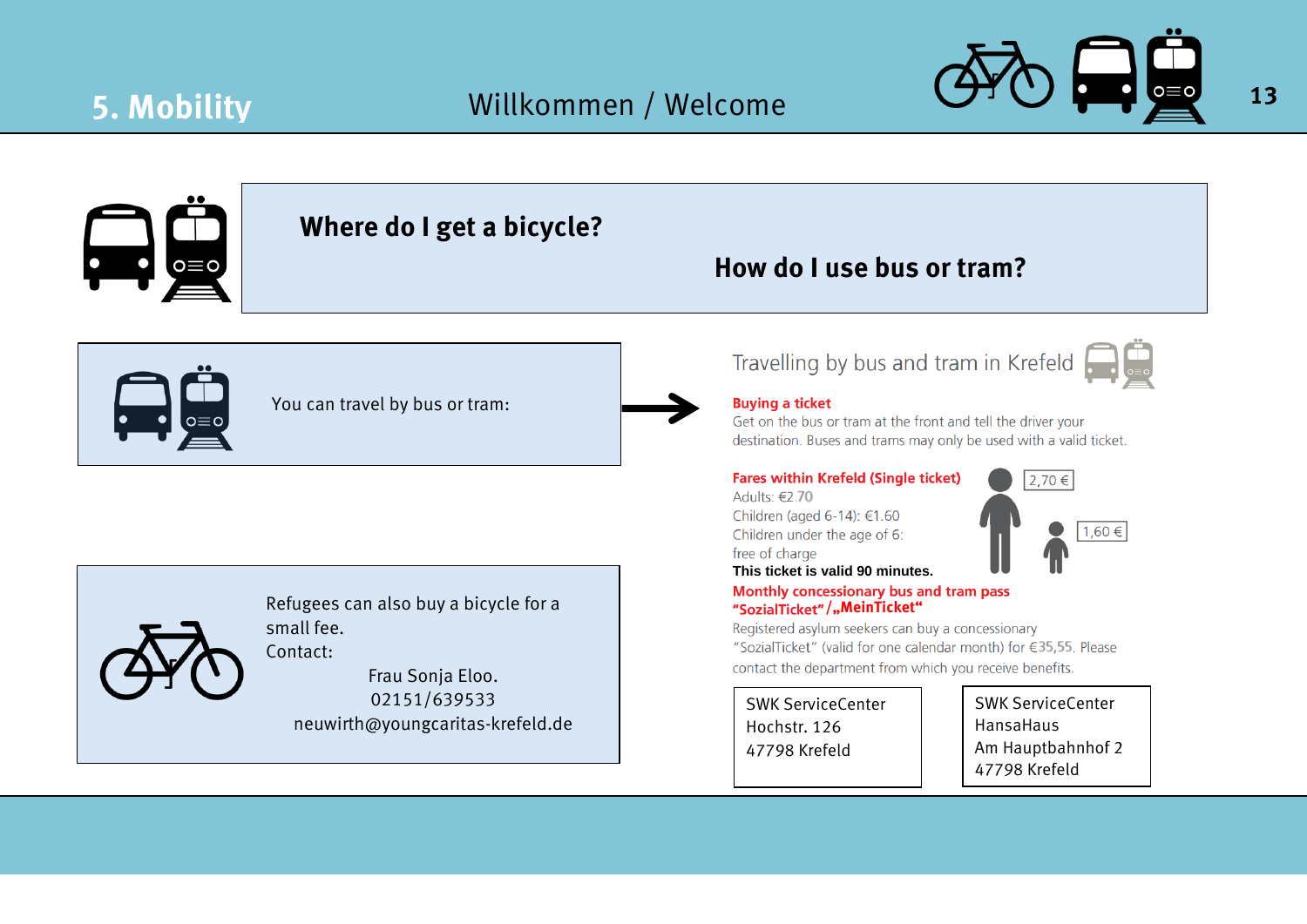# 5. Mobility

Willkommen / Welcome

## Where do I get a bicycle?

## How do I use bus or tram?

You can travel by bus or tram:

### Travelling by bus and tram in Krefeld

**Buying a ticket**

Get on the bus or tram at the front and tell the driver your destination. Buses and trams may only be used with a valid ticket.

**Fares within Krefeld (Single ticket)**

Adults: €2.70

Children (aged 6-14): €1.60

Children under the age of 6: free of charge

**This ticket is valid 90 minutes.**

2,70 €

1,60 €

**Monthly concessionary bus and tram pass "SozialTicket"/„MeinTicket"**

Registered asylum seekers can buy a concessionary "SozialTicket" (valid for one calendar month) for €35,55. Please contact the department from which you receive benefits.

SWK ServiceCenter
Hochstr. 126
47798 Krefeld

SWK ServiceCenter
HansaHaus
Am Hauptbahnhof 2
47798 Krefeld

Refugees can also buy a bicycle for a small fee.
Contact:
Frau Sonja Eloo.
02151/639533
neuwirth@youngcaritas-krefeld.de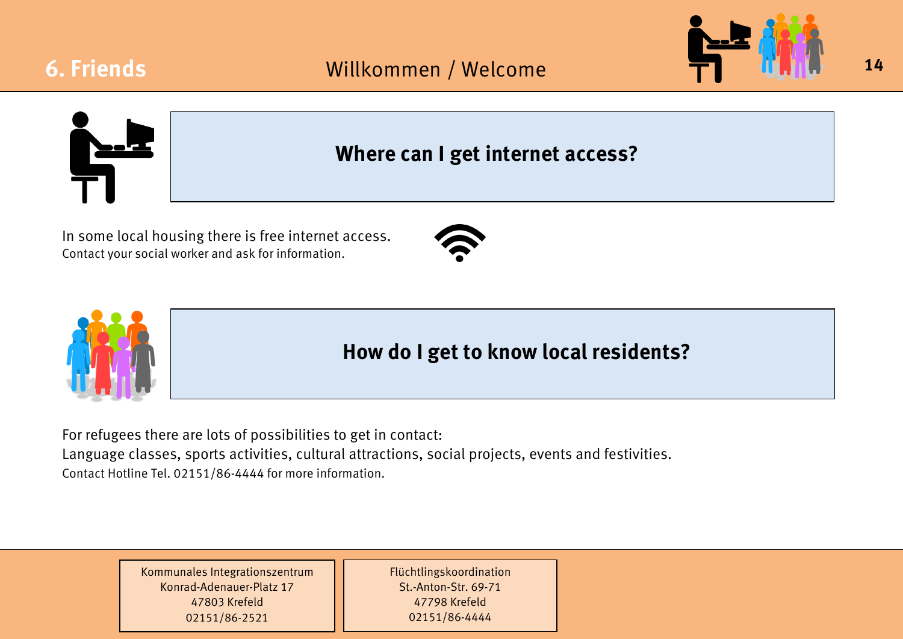# 6. Friends

## Where can I get internet access?

In some local housing there is free internet access.
Contact your social worker and ask for information.

## How do I get to know local residents?

For refugees there are lots of possibilities to get in contact:
Language classes, sports activities, cultural attractions, social projects, events and festivities.
Contact Hotline Tel. 02151/86-4444 for more information.

Kommunales Integrationszentrum
Konrad-Adenauer-Platz 17
47803 Krefeld
02151/86-2521

Flüchtlingskoordination
St.-Anton-Str. 69-71
47798 Krefeld
02151/86-4444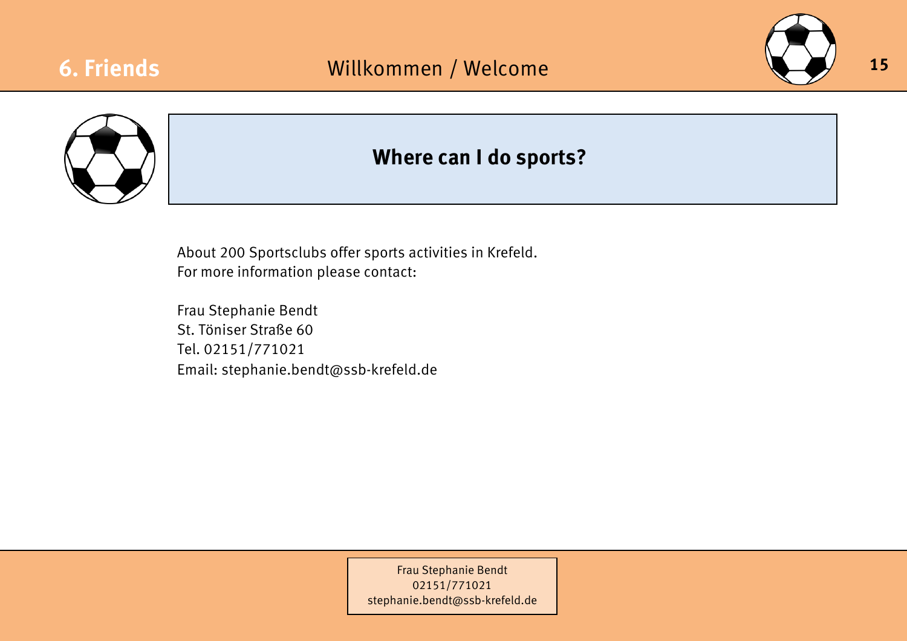## 6. Friends

Willkommen / Welcome

# Where can I do sports?

About 200 Sportsclubs offer sports activities in Krefeld.
For more information please contact:

Frau Stephanie Bendt
St. Töniser Straße 60
Tel. 02151/771021
Email: stephanie.bendt@ssb-krefeld.de

Frau Stephanie Bendt
02151/771021
stephanie.bendt@ssb-krefeld.de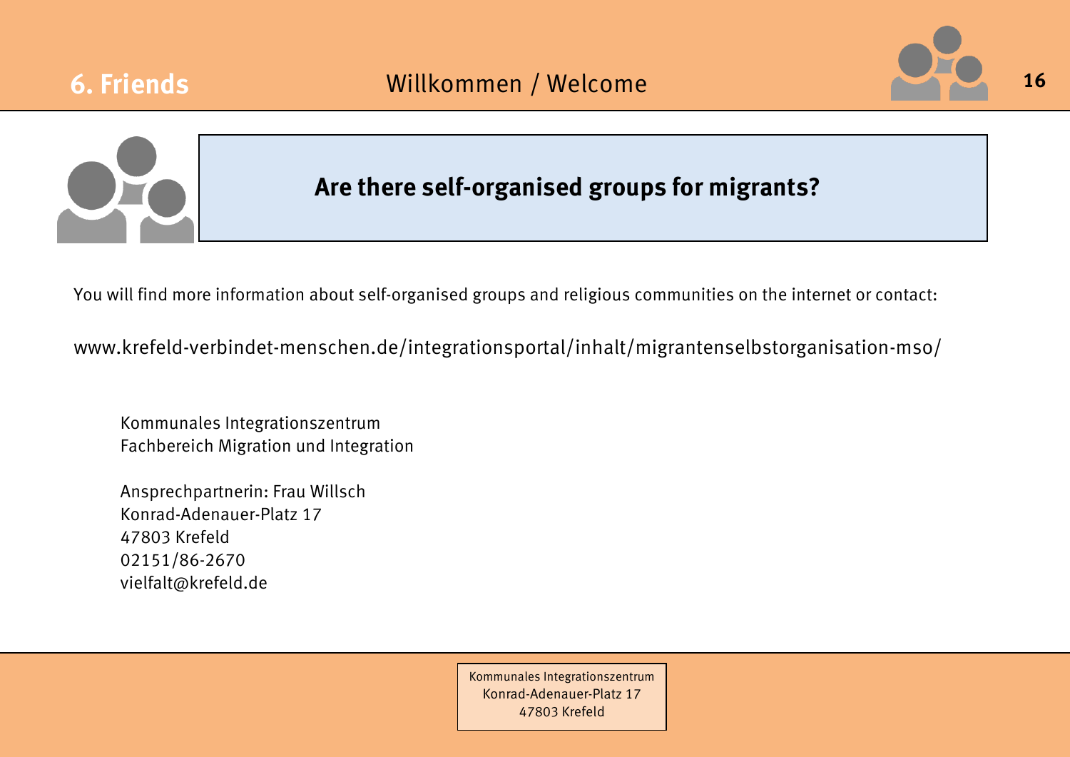## Are there self-organised groups for migrants?

You will find more information about self-organised groups and religious communities on the internet or contact:

www.krefeld-verbindet-menschen.de/integrationsportal/inhalt/migrantenselbstorganisation-mso/

Kommunales Integrationszentrum
Fachbereich Migration und Integration

Ansprechpartnerin: Frau Willsch
Konrad-Adenauer-Platz 17
47803 Krefeld
02151/86-2670
vielfalt@krefeld.de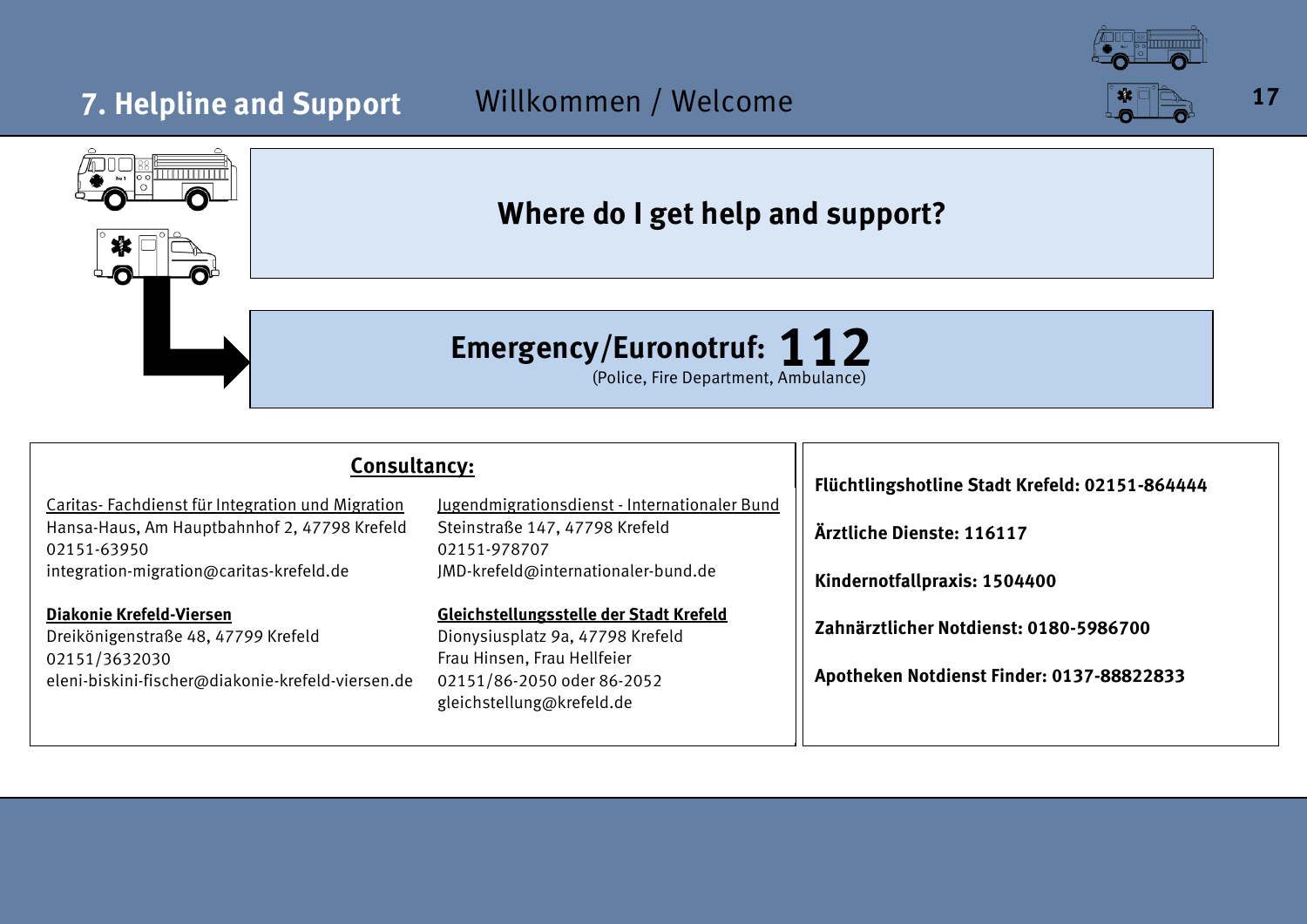# 7. Helpline and Support

Willkommen / Welcome

## Where do I get help and support?

**Emergency/Euronotruf: 112**
(Police, Fire Department, Ambulance)

### Consultancy:

Caritas- Fachdienst für Integration und Migration
Hansa-Haus, Am Hauptbahnhof 2, 47798 Krefeld
02151-63950
integration-migration@caritas-krefeld.de

**Diakonie Krefeld-Viersen**
Dreikönigenstraße 48, 47799 Krefeld
02151/3632030
eleni-biskini-fischer@diakonie-krefeld-viersen.de

Jugendmigrationsdienst - Internationaler Bund
Steinstraße 147, 47798 Krefeld
02151-978707
JMD-krefeld@internationaler-bund.de

**Gleichstellungsstelle der Stadt Krefeld**
Dionysiusplatz 9a, 47798 Krefeld
Frau Hinsen, Frau Hellfeier
02151/86-2050 oder 86-2052
gleichstellung@krefeld.de

**Flüchtlingshotline Stadt Krefeld: 02151-864444**

**Ärztliche Dienste: 116117**

**Kindernotfallpraxis: 1504400**

**Zahnärztlicher Notdienst: 0180-5986700**

**Apotheken Notdienst Finder: 0137-88822833**